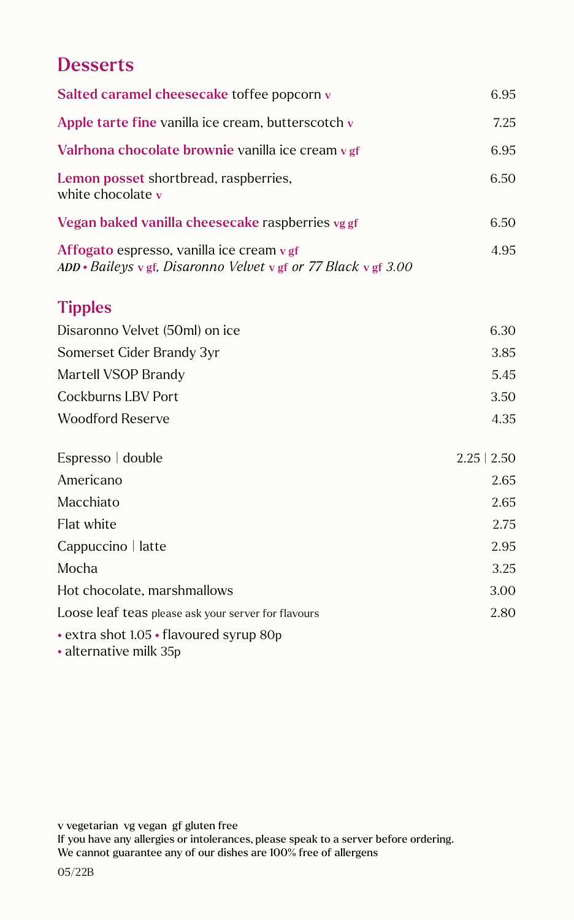## Desserts

| | |
|---|---|
| **Salted caramel cheesecake** toffee popcorn v | 6.95 |
| **Apple tarte fine** vanilla ice cream, butterscotch v | 7.25 |
| **Valrhona chocolate brownie** vanilla ice cream v gf | 6.95 |
| **Lemon posset** shortbread, raspberries, white chocolate v | 6.50 |
| **Vegan baked vanilla cheesecake** raspberries vg gf | 6.50 |
| **Affogato** espresso, vanilla ice cream v gf<br>*ADD • Baileys v gf, Disaronno Velvet v gf or 77 Black v gf 3.00* | 4.95 |

## Tipples

| | |
|---|---|
| Disaronno Velvet (50ml) on ice | 6.30 |
| Somerset Cider Brandy 3yr | 3.85 |
| Martell VSOP Brandy | 5.45 |
| Cockburns LBV Port | 3.50 |
| Woodford Reserve | 4.35 |

| | |
|---|---|
| Espresso \| double | 2.25 \| 2.50 |
| Americano | 2.65 |
| Macchiato | 2.65 |
| Flat white | 2.75 |
| Cappuccino \| latte | 2.95 |
| Mocha | 3.25 |
| Hot chocolate, marshmallows | 3.00 |
| Loose leaf teas please ask your server for flavours | 2.80 |

• extra shot 1.05 • flavoured syrup 80p
• alternative milk 35p

v vegetarian vg vegan gf gluten free
If you have any allergies or intolerances, please speak to a server before ordering.
We cannot guarantee any of our dishes are 100% free of allergens

05/22B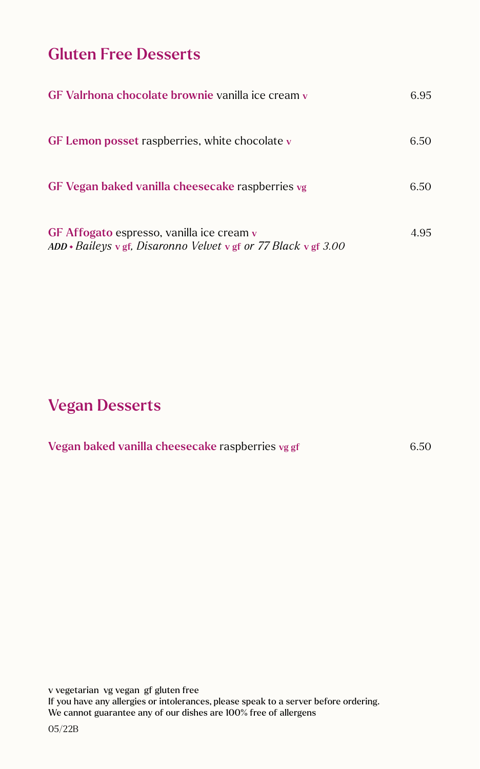## Gluten Free Desserts

**GF Valrhona chocolate brownie** vanilla ice cream v 6.95

**GF Lemon posset** raspberries, white chocolate v 6.50

**GF Vegan baked vanilla cheesecake** raspberries vg 6.50

**GF Affogato** espresso, vanilla ice cream v 4.95
***ADD*** *• Baileys* v gf*, Disaronno Velvet* v gf *or 77 Black* v gf *3.00*

## Vegan Desserts

**Vegan baked vanilla cheesecake** raspberries vg gf 6.50

v vegetarian vg vegan gf gluten free
If you have any allergies or intolerances, please speak to a server before ordering.
We cannot guarantee any of our dishes are 100% free of allergens

05/22B